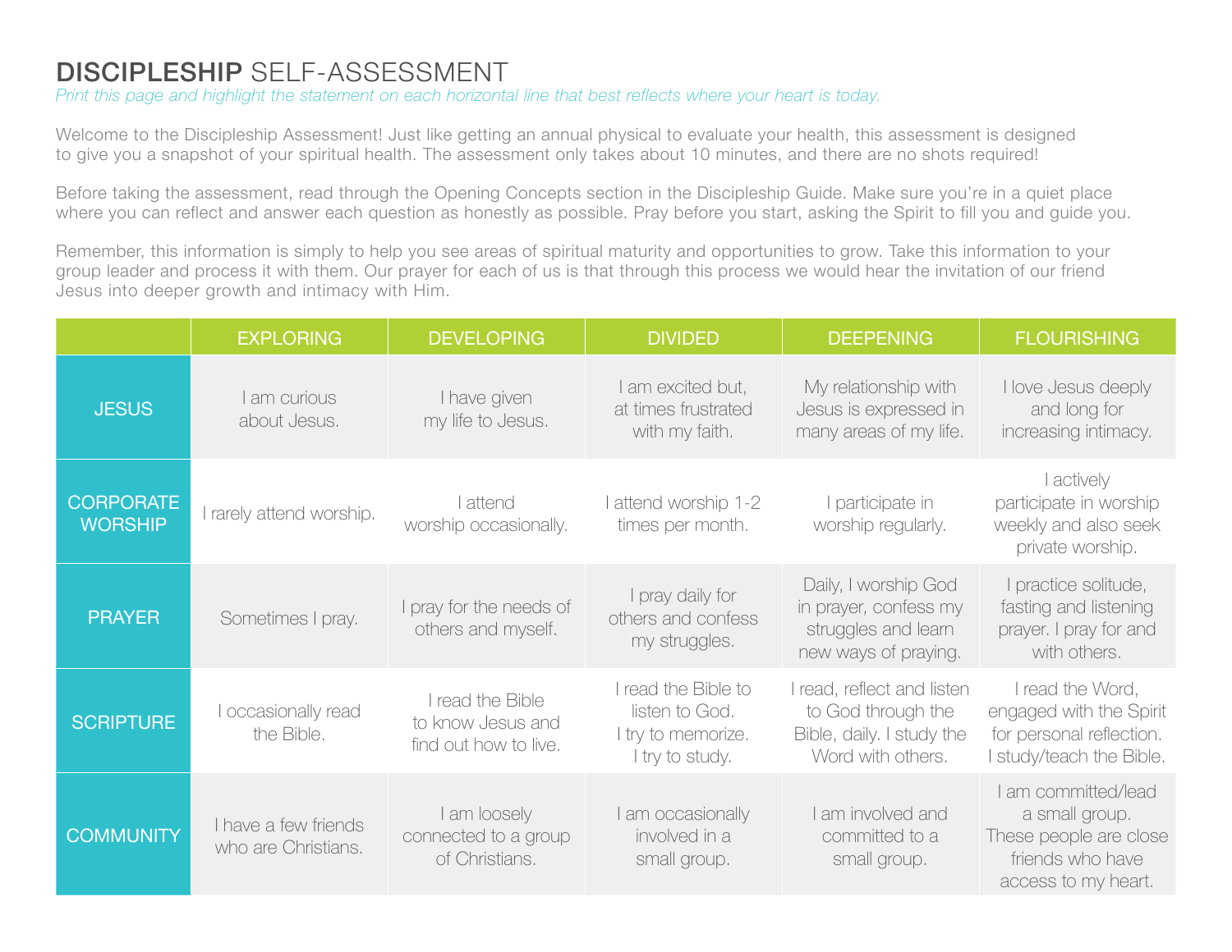# **DISCIPLESHIP** SELF-ASSESSMENT

*Print this page and highlight the statement on each horizontal line that best reflects where your heart is today.*

Welcome to the Discipleship Assessment! Just like getting an annual physical to evaluate your health, this assessment is designed to give you a snapshot of your spiritual health. The assessment only takes about 10 minutes, and there are no shots required!

Before taking the assessment, read through the Opening Concepts section in the Discipleship Guide. Make sure you're in a quiet place where you can reflect and answer each question as honestly as possible. Pray before you start, asking the Spirit to fill you and guide you.

Remember, this information is simply to help you see areas of spiritual maturity and opportunities to grow. Take this information to your group leader and process it with them. Our prayer for each of us is that through this process we would hear the invitation of our friend Jesus into deeper growth and intimacy with Him.

| | EXPLORING | DEVELOPING | DIVIDED | DEEPENING | FLOURISHING |
|---|---|---|---|---|---|
| JESUS | I am curious about Jesus. | I have given my life to Jesus. | I am excited but, at times frustrated with my faith. | My relationship with Jesus is expressed in many areas of my life. | I love Jesus deeply and long for increasing intimacy. |
| CORPORATE WORSHIP | I rarely attend worship. | I attend worship occasionally. | I attend worship 1-2 times per month. | I participate in worship regularly. | I actively participate in worship weekly and also seek private worship. |
| PRAYER | Sometimes I pray. | I pray for the needs of others and myself. | I pray daily for others and confess my struggles. | Daily, I worship God in prayer, confess my struggles and learn new ways of praying. | I practice solitude, fasting and listening prayer. I pray for and with others. |
| SCRIPTURE | I occasionally read the Bible. | I read the Bible to know Jesus and find out how to live. | I read the Bible to listen to God. I try to memorize. I try to study. | I read, reflect and listen to God through the Bible, daily. I study the Word with others. | I read the Word, engaged with the Spirit for personal reflection. I study/teach the Bible. |
| COMMUNITY | I have a few friends who are Christians. | I am loosely connected to a group of Christians. | I am occasionally involved in a small group. | I am involved and committed to a small group. | I am committed/lead a small group. These people are close friends who have access to my heart. |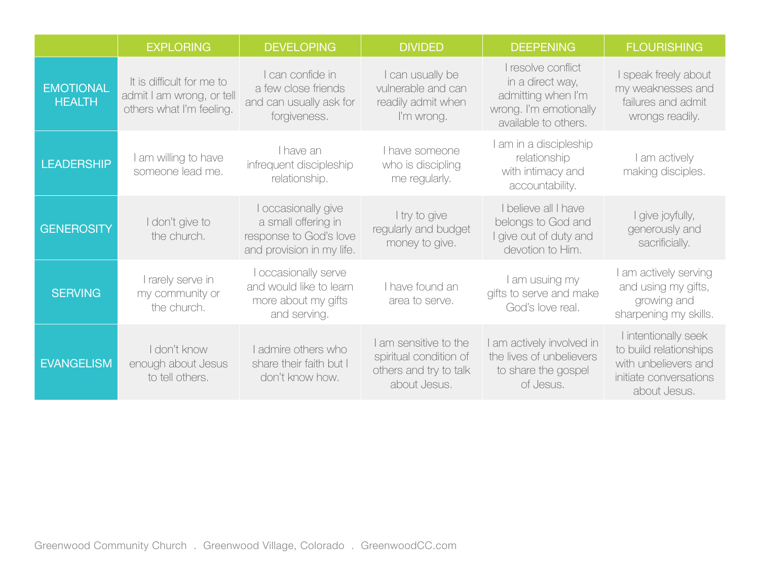| | EXPLORING | DEVELOPING | DIVIDED | DEEPENING | FLOURISHING |
|---|---|---|---|---|---|
| EMOTIONAL HEALTH | It is difficult for me to admit I am wrong, or tell others what I'm feeling. | I can confide in a few close friends and can usually ask for forgiveness. | I can usually be vulnerable and can readily admit when I'm wrong. | I resolve conflict in a direct way, admitting when I'm wrong. I'm emotionally available to others. | I speak freely about my weaknesses and failures and admit wrongs readily. |
| LEADERSHIP | I am willing to have someone lead me. | I have an infrequent discipleship relationship. | I have someone who is discipling me regularly. | I am in a discipleship relationship with intimacy and accountability. | I am actively making disciples. |
| GENEROSITY | I don't give to the church. | I occasionally give a small offering in response to God's love and provision in my life. | I try to give regularly and budget money to give. | I believe all I have belongs to God and I give out of duty and devotion to Him. | I give joyfully, generously and sacrificially. |
| SERVING | I rarely serve in my community or the church. | I occasionally serve and would like to learn more about my gifts and serving. | I have found an area to serve. | I am usuing my gifts to serve and make God's love real. | I am actively serving and using my gifts, growing and sharpening my skills. |
| EVANGELISM | I don't know enough about Jesus to tell others. | I admire others who share their faith but I don't know how. | I am sensitive to the spiritual condition of others and try to talk about Jesus. | I am actively involved in the lives of unbelievers to share the gospel of Jesus. | I intentionally seek to build relationships with unbelievers and initiate conversations about Jesus. |

Greenwood Community Church . Greenwood Village, Colorado . GreenwoodCC.com